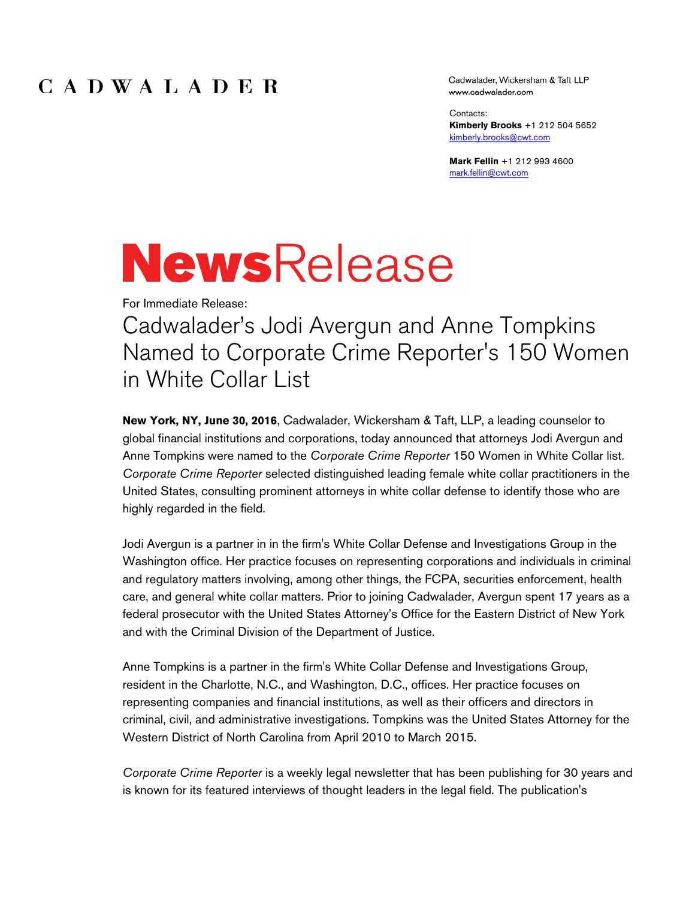CADWALADER

Cadwalader, Wickersham & Taft LLP
www.cadwalader.com

Contacts:
**Kimberly Brooks** +1 212 504 5652
kimberly.brooks@cwt.com

**Mark Fellin** +1 212 993 4600
mark.fellin@cwt.com

# NewsRelease

For Immediate Release:

## Cadwalader's Jodi Avergun and Anne Tompkins Named to Corporate Crime Reporter's 150 Women in White Collar List

**New York, NY, June 30, 2016**, Cadwalader, Wickersham & Taft, LLP, a leading counselor to global financial institutions and corporations, today announced that attorneys Jodi Avergun and Anne Tompkins were named to the *Corporate Crime Reporter* 150 Women in White Collar list. *Corporate Crime Reporter* selected distinguished leading female white collar practitioners in the United States, consulting prominent attorneys in white collar defense to identify those who are highly regarded in the field.

Jodi Avergun is a partner in in the firm's White Collar Defense and Investigations Group in the Washington office. Her practice focuses on representing corporations and individuals in criminal and regulatory matters involving, among other things, the FCPA, securities enforcement, health care, and general white collar matters. Prior to joining Cadwalader, Avergun spent 17 years as a federal prosecutor with the United States Attorney's Office for the Eastern District of New York and with the Criminal Division of the Department of Justice.

Anne Tompkins is a partner in the firm's White Collar Defense and Investigations Group, resident in the Charlotte, N.C., and Washington, D.C., offices. Her practice focuses on representing companies and financial institutions, as well as their officers and directors in criminal, civil, and administrative investigations. Tompkins was the United States Attorney for the Western District of North Carolina from April 2010 to March 2015.

*Corporate Crime Reporter* is a weekly legal newsletter that has been publishing for 30 years and is known for its featured interviews of thought leaders in the legal field. The publication's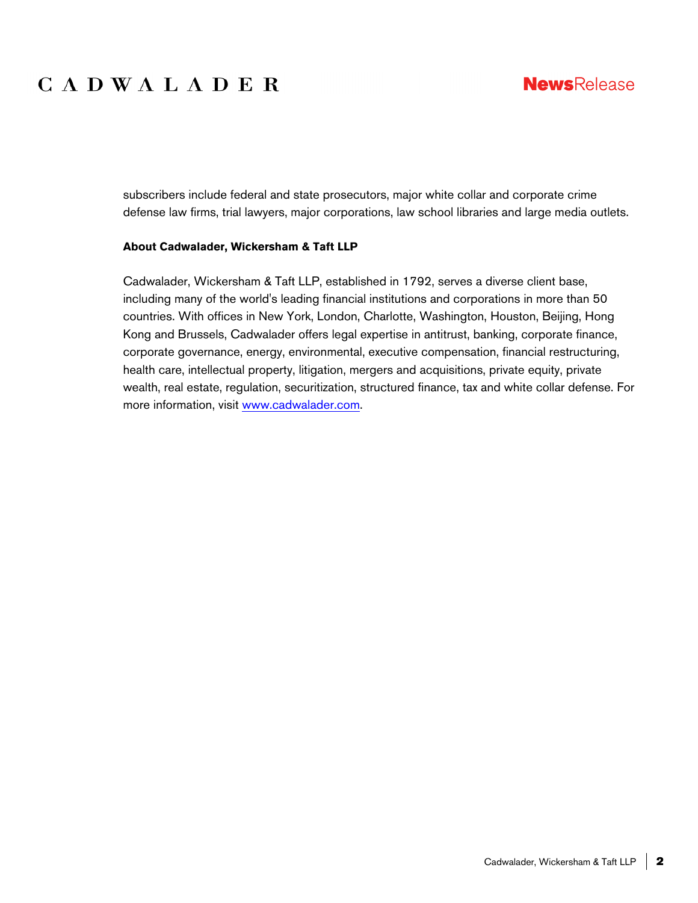subscribers include federal and state prosecutors, major white collar and corporate crime defense law firms, trial lawyers, major corporations, law school libraries and large media outlets.

**About Cadwalader, Wickersham & Taft LLP**

Cadwalader, Wickersham & Taft LLP, established in 1792, serves a diverse client base, including many of the world's leading financial institutions and corporations in more than 50 countries. With offices in New York, London, Charlotte, Washington, Houston, Beijing, Hong Kong and Brussels, Cadwalader offers legal expertise in antitrust, banking, corporate finance, corporate governance, energy, environmental, executive compensation, financial restructuring, health care, intellectual property, litigation, mergers and acquisitions, private equity, private wealth, real estate, regulation, securitization, structured finance, tax and white collar defense. For more information, visit [www.cadwalader.com](http://www.cadwalader.com).